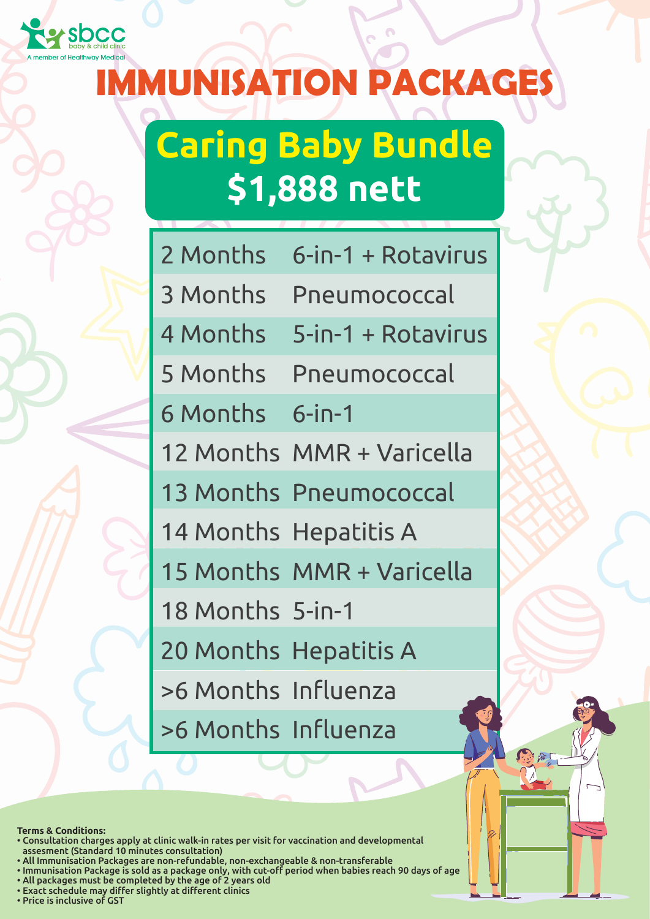sbcc baby & child clinic
A member of Healthway Medical

# IMMUNISATION PACKAGES

## Caring Baby Bundle
## $1,888 nett

| | |
|---|---|
| 2 Months | 6-in-1 + Rotavirus |
| 3 Months | Pneumococcal |
| 4 Months | 5-in-1 + Rotavirus |
| 5 Months | Pneumococcal |
| 6 Months | 6-in-1 |
| 12 Months | MMR + Varicella |
| 13 Months | Pneumococcal |
| 14 Months | Hepatitis A |
| 15 Months | MMR + Varicella |
| 18 Months | 5-in-1 |
| 20 Months | Hepatitis A |
| >6 Months | Influenza |
| >6 Months | Influenza |

**Terms & Conditions:**

- Consultation charges apply at clinic walk-in rates per visit for vaccination and developmental assesment (Standard 10 minutes consultation)
- All Immunisation Packages are non-refundable, non-exchangeable & non-transferable
- Immunisation Package is sold as a package only, with cut-off period when babies reach 90 days of age
- All packages must be completed by the age of 2 years old
- Exact schedule may differ slightly at different clinics
- Price is inclusive of GST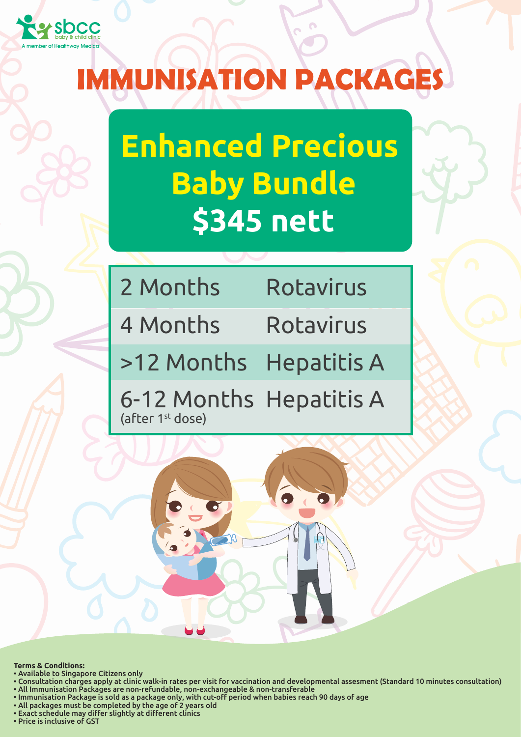sbcc baby & child clinic
A member of Healthway Medical

# IMMUNISATION PACKAGES

## Enhanced Precious Baby Bundle
## $345 nett

| | |
|---|---|
| 2 Months | Rotavirus |
| 4 Months | Rotavirus |
| >12 Months | Hepatitis A |
| 6-12 Months (after 1st dose) | Hepatitis A |

**Terms & Conditions:**

- Available to Singapore Citizens only
- Consultation charges apply at clinic walk-in rates per visit for vaccination and developmental assesment (Standard 10 minutes consultation)
- All Immunisation Packages are non-refundable, non-exchangeable & non-transferable
- Immunisation Package is sold as a package only, with cut-off period when babies reach 90 days of age
- All packages must be completed by the age of 2 years old
- Exact schedule may differ slightly at different clinics
- Price is inclusive of GST